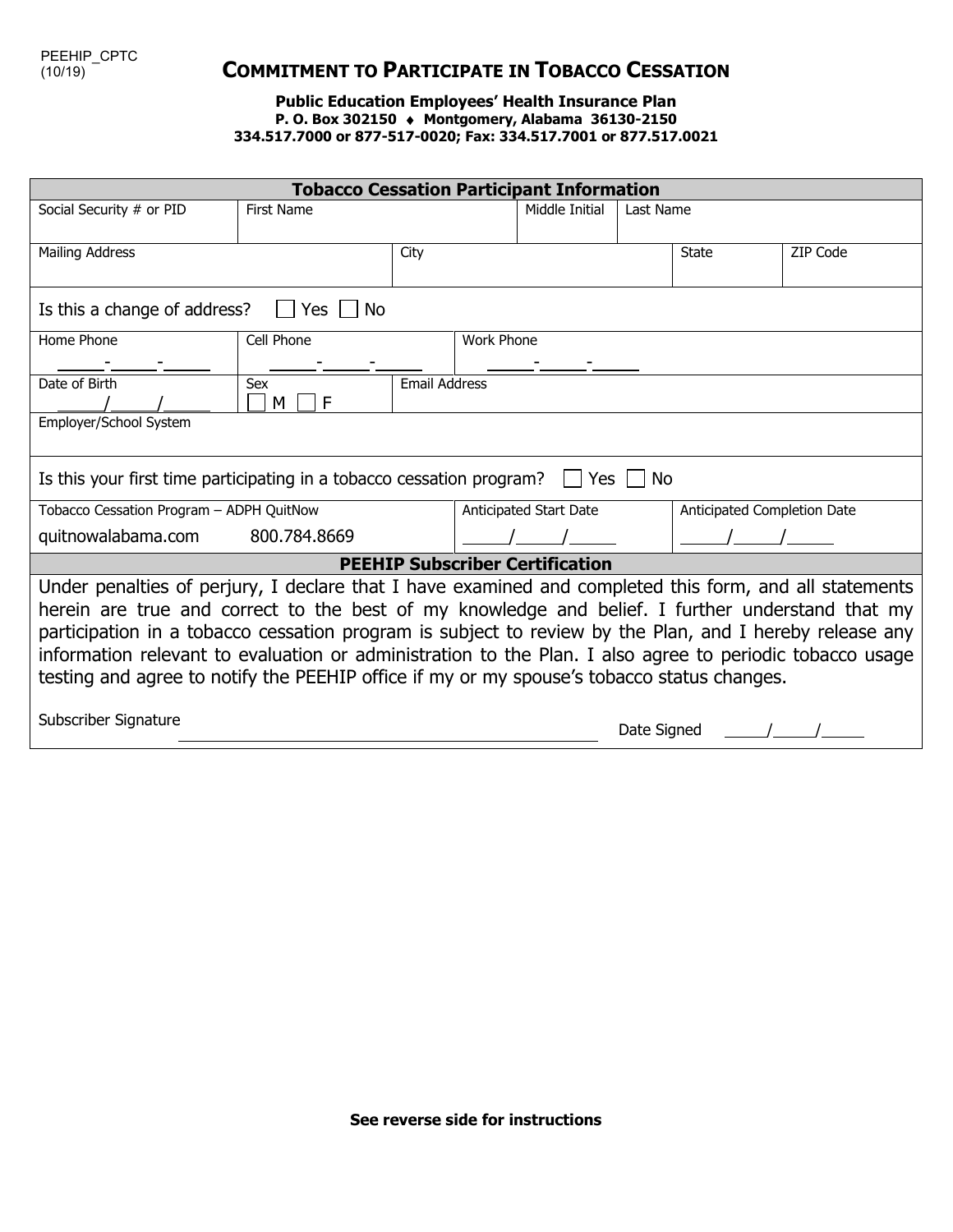PEEHIP_CPTC
(10/19)

# COMMITMENT TO PARTICIPATE IN TOBACCO CESSATION

**Public Education Employees' Health Insurance Plan**
**P. O. Box 302150 ♦ Montgomery, Alabama 36130-2150**
**334.517.7000 or 877-517-0020; Fax: 334.517.7001 or 877.517.0021**

| **Tobacco Cessation Participant Information** | | | | | |
|---|---|---|---|---|---|
| Social Security # or PID | First Name | | Middle Initial | Last Name | |
| Mailing Address | | City | | State | ZIP Code |
| Is this a change of address? ☐ Yes ☐ No | | | | | |
| Home Phone<br>\_\_\_\_-\_\_\_\_-\_\_\_\_ | Cell Phone<br>\_\_\_\_-\_\_\_\_-\_\_\_\_ | | Work Phone<br>\_\_\_\_-\_\_\_\_-\_\_\_\_ | | |
| Date of Birth<br>\_\_\_\_/\_\_\_\_/\_\_\_\_ | Sex<br>☐ M ☐ F | Email Address | | | |
| Employer/School System | | | | | |
| Is this your first time participating in a tobacco cessation program? ☐ Yes ☐ No | | | | | |
| Tobacco Cessation Program – ADPH QuitNow<br>quitnowalabama.com 800.784.8669 | | | Anticipated Start Date<br>\_\_\_\_/\_\_\_\_/\_\_\_\_ | Anticipated Completion Date<br>\_\_\_\_/\_\_\_\_/\_\_\_\_ | |

**PEEHIP Subscriber Certification**

Under penalties of perjury, I declare that I have examined and completed this form, and all statements herein are true and correct to the best of my knowledge and belief. I further understand that my participation in a tobacco cessation program is subject to review by the Plan, and I hereby release any information relevant to evaluation or administration to the Plan. I also agree to periodic tobacco usage testing and agree to notify the PEEHIP office if my or my spouse's tobacco status changes.

Subscriber Signature \_\_\_\_\_\_\_\_\_\_\_\_\_\_\_\_\_\_\_\_\_\_\_\_\_\_\_\_\_\_\_\_\_\_\_\_ Date Signed \_\_\_\_/\_\_\_\_/\_\_\_\_

**See reverse side for instructions**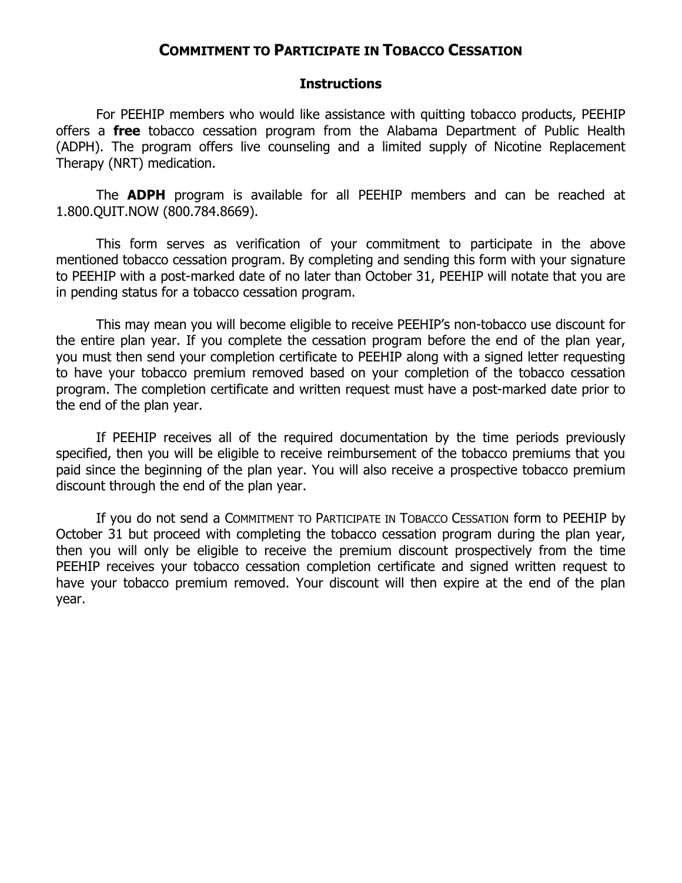# COMMITMENT TO PARTICIPATE IN TOBACCO CESSATION

## Instructions

For PEEHIP members who would like assistance with quitting tobacco products, PEEHIP offers a **free** tobacco cessation program from the Alabama Department of Public Health (ADPH). The program offers live counseling and a limited supply of Nicotine Replacement Therapy (NRT) medication.

The **ADPH** program is available for all PEEHIP members and can be reached at 1.800.QUIT.NOW (800.784.8669).

This form serves as verification of your commitment to participate in the above mentioned tobacco cessation program. By completing and sending this form with your signature to PEEHIP with a post-marked date of no later than October 31, PEEHIP will notate that you are in pending status for a tobacco cessation program.

This may mean you will become eligible to receive PEEHIP's non-tobacco use discount for the entire plan year. If you complete the cessation program before the end of the plan year, you must then send your completion certificate to PEEHIP along with a signed letter requesting to have your tobacco premium removed based on your completion of the tobacco cessation program. The completion certificate and written request must have a post-marked date prior to the end of the plan year.

If PEEHIP receives all of the required documentation by the time periods previously specified, then you will be eligible to receive reimbursement of the tobacco premiums that you paid since the beginning of the plan year. You will also receive a prospective tobacco premium discount through the end of the plan year.

If you do not send a COMMITMENT TO PARTICIPATE IN TOBACCO CESSATION form to PEEHIP by October 31 but proceed with completing the tobacco cessation program during the plan year, then you will only be eligible to receive the premium discount prospectively from the time PEEHIP receives your tobacco cessation completion certificate and signed written request to have your tobacco premium removed. Your discount will then expire at the end of the plan year.